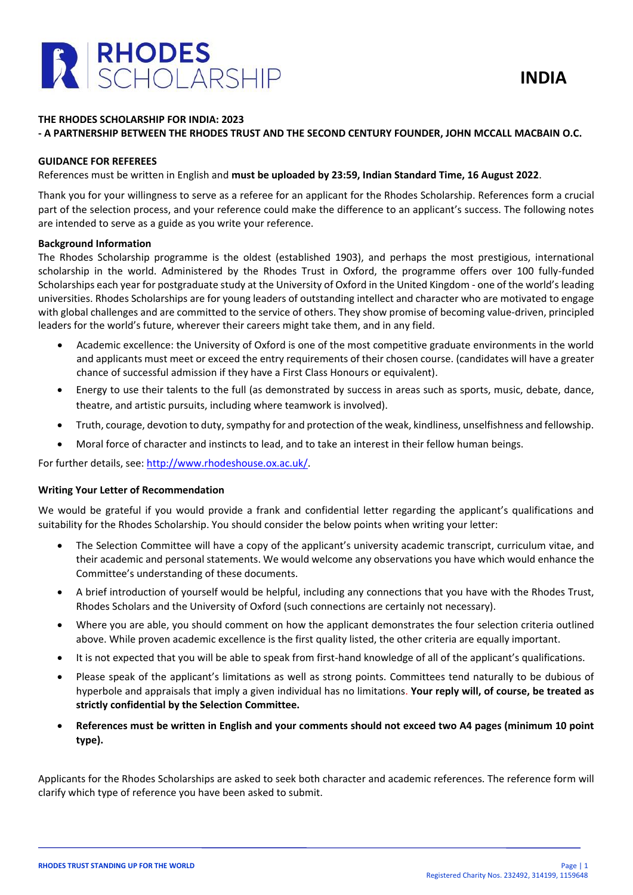RHODES SCHOLARSHIP

INDIA

**THE RHODES SCHOLARSHIP FOR INDIA: 2023**
**- A PARTNERSHIP BETWEEN THE RHODES TRUST AND THE SECOND CENTURY FOUNDER, JOHN MCCALL MACBAIN O.C.**

## GUIDANCE FOR REFEREES

References must be written in English and **must be uploaded by 23:59, Indian Standard Time, 16 August 2022**.

Thank you for your willingness to serve as a referee for an applicant for the Rhodes Scholarship. References form a crucial part of the selection process, and your reference could make the difference to an applicant's success. The following notes are intended to serve as a guide as you write your reference.

### Background Information

The Rhodes Scholarship programme is the oldest (established 1903), and perhaps the most prestigious, international scholarship in the world. Administered by the Rhodes Trust in Oxford, the programme offers over 100 fully-funded Scholarships each year for postgraduate study at the University of Oxford in the United Kingdom - one of the world's leading universities. Rhodes Scholarships are for young leaders of outstanding intellect and character who are motivated to engage with global challenges and are committed to the service of others. They show promise of becoming value-driven, principled leaders for the world's future, wherever their careers might take them, and in any field.

- Academic excellence: the University of Oxford is one of the most competitive graduate environments in the world and applicants must meet or exceed the entry requirements of their chosen course. (candidates will have a greater chance of successful admission if they have a First Class Honours or equivalent).
- Energy to use their talents to the full (as demonstrated by success in areas such as sports, music, debate, dance, theatre, and artistic pursuits, including where teamwork is involved).
- Truth, courage, devotion to duty, sympathy for and protection of the weak, kindliness, unselfishness and fellowship.
- Moral force of character and instincts to lead, and to take an interest in their fellow human beings.

For further details, see: http://www.rhodeshouse.ox.ac.uk/.

### Writing Your Letter of Recommendation

We would be grateful if you would provide a frank and confidential letter regarding the applicant's qualifications and suitability for the Rhodes Scholarship. You should consider the below points when writing your letter:

- The Selection Committee will have a copy of the applicant's university academic transcript, curriculum vitae, and their academic and personal statements. We would welcome any observations you have which would enhance the Committee's understanding of these documents.
- A brief introduction of yourself would be helpful, including any connections that you have with the Rhodes Trust, Rhodes Scholars and the University of Oxford (such connections are certainly not necessary).
- Where you are able, you should comment on how the applicant demonstrates the four selection criteria outlined above. While proven academic excellence is the first quality listed, the other criteria are equally important.
- It is not expected that you will be able to speak from first-hand knowledge of all of the applicant's qualifications.
- Please speak of the applicant's limitations as well as strong points. Committees tend naturally to be dubious of hyperbole and appraisals that imply a given individual has no limitations. **Your reply will, of course, be treated as strictly confidential by the Selection Committee.**
- **References must be written in English and your comments should not exceed two A4 pages (minimum 10 point type).**

Applicants for the Rhodes Scholarships are asked to seek both character and academic references. The reference form will clarify which type of reference you have been asked to submit.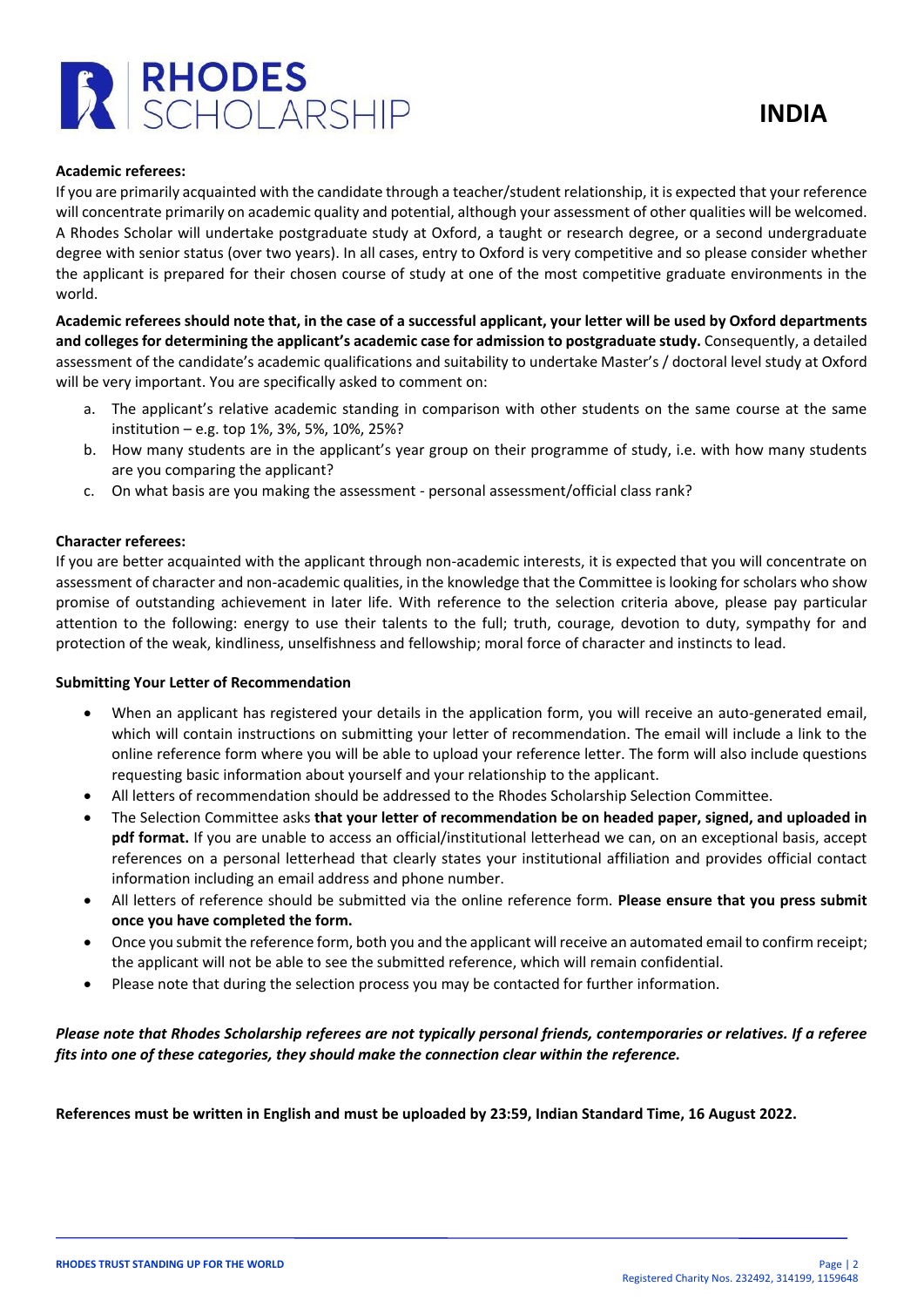**Academic referees:**

If you are primarily acquainted with the candidate through a teacher/student relationship, it is expected that your reference will concentrate primarily on academic quality and potential, although your assessment of other qualities will be welcomed. A Rhodes Scholar will undertake postgraduate study at Oxford, a taught or research degree, or a second undergraduate degree with senior status (over two years). In all cases, entry to Oxford is very competitive and so please consider whether the applicant is prepared for their chosen course of study at one of the most competitive graduate environments in the world.

**Academic referees should note that, in the case of a successful applicant, your letter will be used by Oxford departments and colleges for determining the applicant's academic case for admission to postgraduate study.** Consequently, a detailed assessment of the candidate's academic qualifications and suitability to undertake Master's / doctoral level study at Oxford will be very important. You are specifically asked to comment on:

a. The applicant's relative academic standing in comparison with other students on the same course at the same institution – e.g. top 1%, 3%, 5%, 10%, 25%?
b. How many students are in the applicant's year group on their programme of study, i.e. with how many students are you comparing the applicant?
c. On what basis are you making the assessment - personal assessment/official class rank?

**Character referees:**

If you are better acquainted with the applicant through non-academic interests, it is expected that you will concentrate on assessment of character and non-academic qualities, in the knowledge that the Committee is looking for scholars who show promise of outstanding achievement in later life. With reference to the selection criteria above, please pay particular attention to the following: energy to use their talents to the full; truth, courage, devotion to duty, sympathy for and protection of the weak, kindliness, unselfishness and fellowship; moral force of character and instincts to lead.

**Submitting Your Letter of Recommendation**

- When an applicant has registered your details in the application form, you will receive an auto-generated email, which will contain instructions on submitting your letter of recommendation. The email will include a link to the online reference form where you will be able to upload your reference letter. The form will also include questions requesting basic information about yourself and your relationship to the applicant.
- All letters of recommendation should be addressed to the Rhodes Scholarship Selection Committee.
- The Selection Committee asks **that your letter of recommendation be on headed paper, signed, and uploaded in pdf format.** If you are unable to access an official/institutional letterhead we can, on an exceptional basis, accept references on a personal letterhead that clearly states your institutional affiliation and provides official contact information including an email address and phone number.
- All letters of reference should be submitted via the online reference form. **Please ensure that you press submit once you have completed the form.**
- Once you submit the reference form, both you and the applicant will receive an automated email to confirm receipt; the applicant will not be able to see the submitted reference, which will remain confidential.
- Please note that during the selection process you may be contacted for further information.

***Please note that Rhodes Scholarship referees are not typically personal friends, contemporaries or relatives. If a referee fits into one of these categories, they should make the connection clear within the reference.***

**References must be written in English and must be uploaded by 23:59, Indian Standard Time, 16 August 2022.**